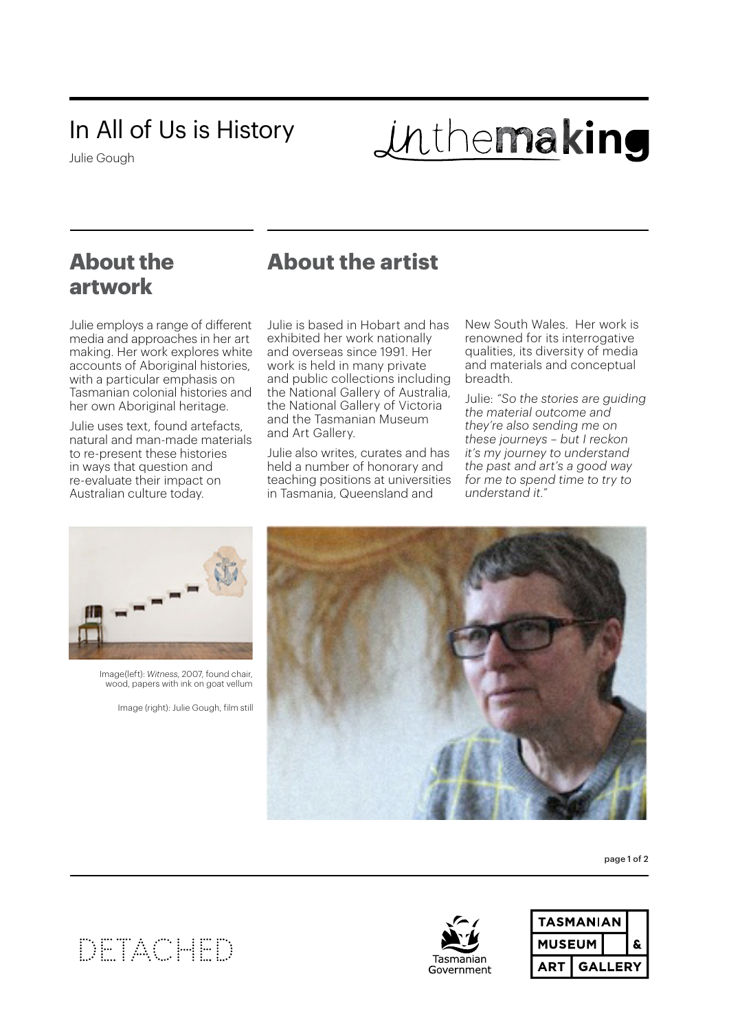# In All of Us is History

Julie Gough

inthemaking

## About the artwork

Julie employs a range of different media and approaches in her art making. Her work explores white accounts of Aboriginal histories, with a particular emphasis on Tasmanian colonial histories and her own Aboriginal heritage.

Julie uses text, found artefacts, natural and man-made materials to re-present these histories in ways that question and re-evaluate their impact on Australian culture today.

## About the artist

Julie is based in Hobart and has exhibited her work nationally and overseas since 1991. Her work is held in many private and public collections including the National Gallery of Australia, the National Gallery of Victoria and the Tasmanian Museum and Art Gallery.

Julie also writes, curates and has held a number of honorary and teaching positions at universities in Tasmania, Queensland and New South Wales. Her work is renowned for its interrogative qualities, its diversity of media and materials and conceptual breadth.

Julie: *"So the stories are guiding the material outcome and they're also sending me on these journeys – but I reckon it's my journey to understand the past and art's a good way for me to spend time to try to understand it."*

Image(left): *Witness*, 2007, found chair, wood, papers with ink on goat vellum

Image (right): Julie Gough, film still

DETACHED

Tasmanian Government

TASMANIAN MUSEUM & ART GALLERY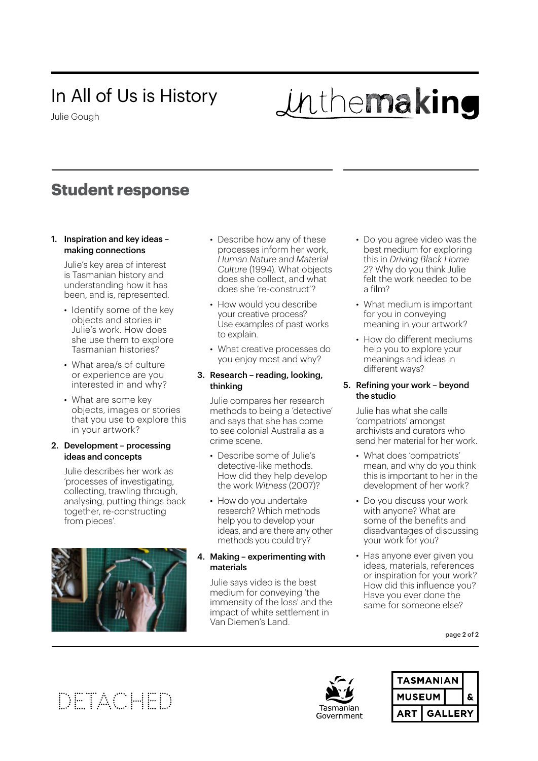# In All of Us is History

Julie Gough

## Student response

1. **Inspiration and key ideas – making connections**

   Julie's key area of interest is Tasmanian history and understanding how it has been, and is, represented.

   - Identify some of the key objects and stories in Julie's work. How does she use them to explore Tasmanian histories?
   - What area/s of culture or experience are you interested in and why?
   - What are some key objects, images or stories that you use to explore this in your artwork?

2. **Development – processing ideas and concepts**

   Julie describes her work as 'processes of investigating, collecting, trawling through, analysing, putting things back together, re-constructing from pieces'.

   - Describe how any of these processes inform her work, *Human Nature and Material Culture* (1994). What objects does she collect, and what does she 're-construct'?
   - How would you describe your creative process? Use examples of past works to explain.
   - What creative processes do you enjoy most and why?

3. **Research – reading, looking, thinking**

   Julie compares her research methods to being a 'detective' and says that she has come to see colonial Australia as a crime scene.

   - Describe some of Julie's detective-like methods. How did they help develop the work *Witness* (2007)?
   - How do you undertake research? Which methods help you to develop your ideas, and are there any other methods you could try?

4. **Making – experimenting with materials**

   Julie says video is the best medium for conveying 'the immensity of the loss' and the impact of white settlement in Van Diemen's Land.

   - Do you agree video was the best medium for exploring this in *Driving Black Home 2*? Why do you think Julie felt the work needed to be a film?
   - What medium is important for you in conveying meaning in your artwork?
   - How do different mediums help you to explore your meanings and ideas in different ways?

5. **Refining your work – beyond the studio**

   Julie has what she calls 'compatriots' amongst archivists and curators who send her material for her work.

   - What does 'compatriots' mean, and why do you think this is important to her in the development of her work?
   - Do you discuss your work with anyone? What are some of the benefits and disadvantages of discussing your work for you?
   - Has anyone ever given you ideas, materials, references or inspiration for your work? How did this influence you? Have you ever done the same for someone else?